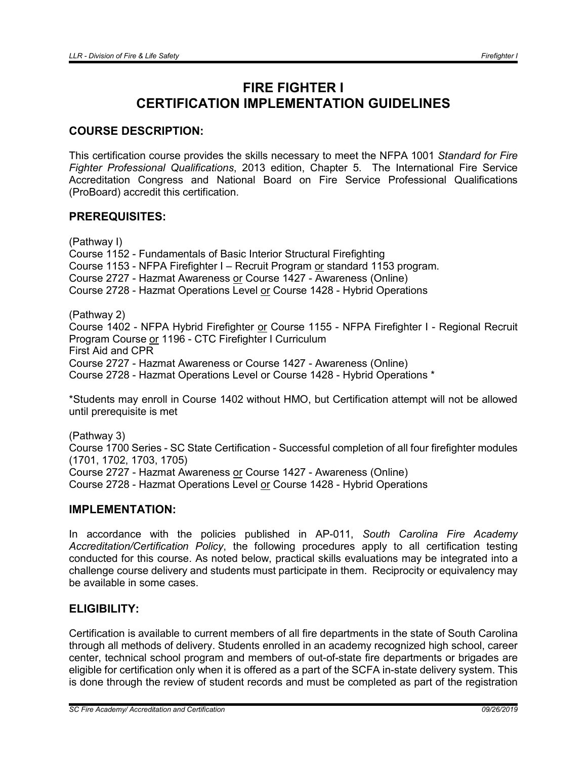# FIRE FIGHTER I
# CERTIFICATION IMPLEMENTATION GUIDELINES

## COURSE DESCRIPTION:

This certification course provides the skills necessary to meet the NFPA 1001 *Standard for Fire Fighter Professional Qualifications*, 2013 edition, Chapter 5. The International Fire Service Accreditation Congress and National Board on Fire Service Professional Qualifications (ProBoard) accredit this certification.

## PREREQUISITES:

(Pathway I)
Course 1152 - Fundamentals of Basic Interior Structural Firefighting
Course 1153 - NFPA Firefighter I – Recruit Program or standard 1153 program.
Course 2727 - Hazmat Awareness or Course 1427 - Awareness (Online)
Course 2728 - Hazmat Operations Level or Course 1428 - Hybrid Operations

(Pathway 2)
Course 1402 - NFPA Hybrid Firefighter or Course 1155 - NFPA Firefighter I - Regional Recruit Program Course or 1196 - CTC Firefighter I Curriculum
First Aid and CPR
Course 2727 - Hazmat Awareness or Course 1427 - Awareness (Online)
Course 2728 - Hazmat Operations Level or Course 1428 - Hybrid Operations *

*Students may enroll in Course 1402 without HMO, but Certification attempt will not be allowed until prerequisite is met

(Pathway 3)
Course 1700 Series - SC State Certification - Successful completion of all four firefighter modules (1701, 1702, 1703, 1705)
Course 2727 - Hazmat Awareness or Course 1427 - Awareness (Online)
Course 2728 - Hazmat Operations Level or Course 1428 - Hybrid Operations

## IMPLEMENTATION:

In accordance with the policies published in AP-011, *South Carolina Fire Academy Accreditation/Certification Policy*, the following procedures apply to all certification testing conducted for this course. As noted below, practical skills evaluations may be integrated into a challenge course delivery and students must participate in them. Reciprocity or equivalency may be available in some cases.

## ELIGIBILITY:

Certification is available to current members of all fire departments in the state of South Carolina through all methods of delivery. Students enrolled in an academy recognized high school, career center, technical school program and members of out-of-state fire departments or brigades are eligible for certification only when it is offered as a part of the SCFA in-state delivery system. This is done through the review of student records and must be completed as part of the registration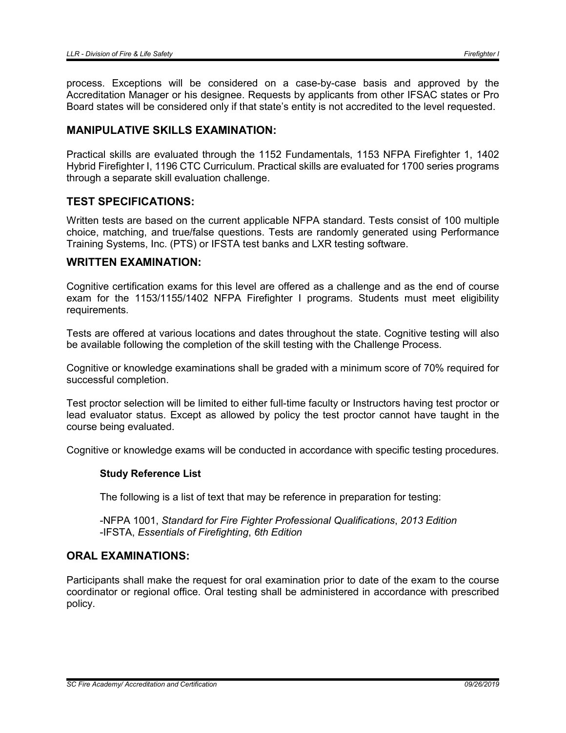process. Exceptions will be considered on a case-by-case basis and approved by the Accreditation Manager or his designee. Requests by applicants from other IFSAC states or Pro Board states will be considered only if that state's entity is not accredited to the level requested.

## MANIPULATIVE SKILLS EXAMINATION:

Practical skills are evaluated through the 1152 Fundamentals, 1153 NFPA Firefighter 1, 1402 Hybrid Firefighter I, 1196 CTC Curriculum. Practical skills are evaluated for 1700 series programs through a separate skill evaluation challenge.

## TEST SPECIFICATIONS:

Written tests are based on the current applicable NFPA standard. Tests consist of 100 multiple choice, matching, and true/false questions. Tests are randomly generated using Performance Training Systems, Inc. (PTS) or IFSTA test banks and LXR testing software.

## WRITTEN EXAMINATION:

Cognitive certification exams for this level are offered as a challenge and as the end of course exam for the 1153/1155/1402 NFPA Firefighter I programs. Students must meet eligibility requirements.

Tests are offered at various locations and dates throughout the state. Cognitive testing will also be available following the completion of the skill testing with the Challenge Process.

Cognitive or knowledge examinations shall be graded with a minimum score of 70% required for successful completion.

Test proctor selection will be limited to either full-time faculty or Instructors having test proctor or lead evaluator status. Except as allowed by policy the test proctor cannot have taught in the course being evaluated.

Cognitive or knowledge exams will be conducted in accordance with specific testing procedures.

**Study Reference List**

The following is a list of text that may be reference in preparation for testing:

-NFPA 1001, *Standard for Fire Fighter Professional Qualifications*, *2013 Edition*
-IFSTA, *Essentials of Firefighting*, *6th Edition*

## ORAL EXAMINATIONS:

Participants shall make the request for oral examination prior to date of the exam to the course coordinator or regional office. Oral testing shall be administered in accordance with prescribed policy.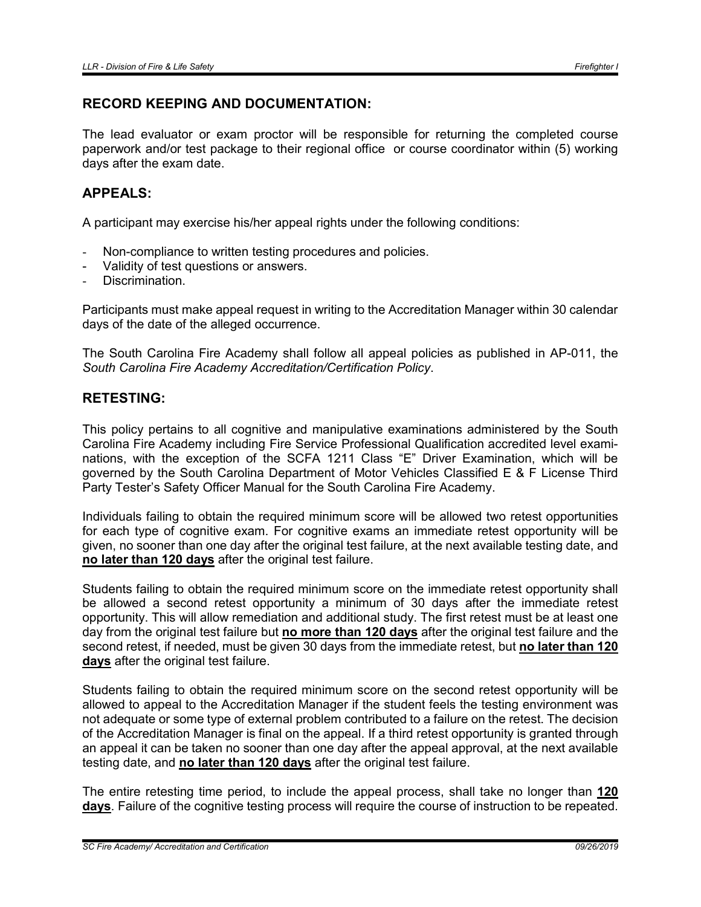## RECORD KEEPING AND DOCUMENTATION:

The lead evaluator or exam proctor will be responsible for returning the completed course paperwork and/or test package to their regional office or course coordinator within (5) working days after the exam date.

## APPEALS:

A participant may exercise his/her appeal rights under the following conditions:

- Non-compliance to written testing procedures and policies.
- Validity of test questions or answers.
- Discrimination.

Participants must make appeal request in writing to the Accreditation Manager within 30 calendar days of the date of the alleged occurrence.

The South Carolina Fire Academy shall follow all appeal policies as published in AP-011, the *South Carolina Fire Academy Accreditation/Certification Policy*.

## RETESTING:

This policy pertains to all cognitive and manipulative examinations administered by the South Carolina Fire Academy including Fire Service Professional Qualification accredited level examinations, with the exception of the SCFA 1211 Class "E" Driver Examination, which will be governed by the South Carolina Department of Motor Vehicles Classified E & F License Third Party Tester's Safety Officer Manual for the South Carolina Fire Academy.

Individuals failing to obtain the required minimum score will be allowed two retest opportunities for each type of cognitive exam. For cognitive exams an immediate retest opportunity will be given, no sooner than one day after the original test failure, at the next available testing date, and **no later than 120 days** after the original test failure.

Students failing to obtain the required minimum score on the immediate retest opportunity shall be allowed a second retest opportunity a minimum of 30 days after the immediate retest opportunity. This will allow remediation and additional study. The first retest must be at least one day from the original test failure but **no more than 120 days** after the original test failure and the second retest, if needed, must be given 30 days from the immediate retest, but **no later than 120 days** after the original test failure.

Students failing to obtain the required minimum score on the second retest opportunity will be allowed to appeal to the Accreditation Manager if the student feels the testing environment was not adequate or some type of external problem contributed to a failure on the retest. The decision of the Accreditation Manager is final on the appeal. If a third retest opportunity is granted through an appeal it can be taken no sooner than one day after the appeal approval, at the next available testing date, and **no later than 120 days** after the original test failure.

The entire retesting time period, to include the appeal process, shall take no longer than **120 days**. Failure of the cognitive testing process will require the course of instruction to be repeated.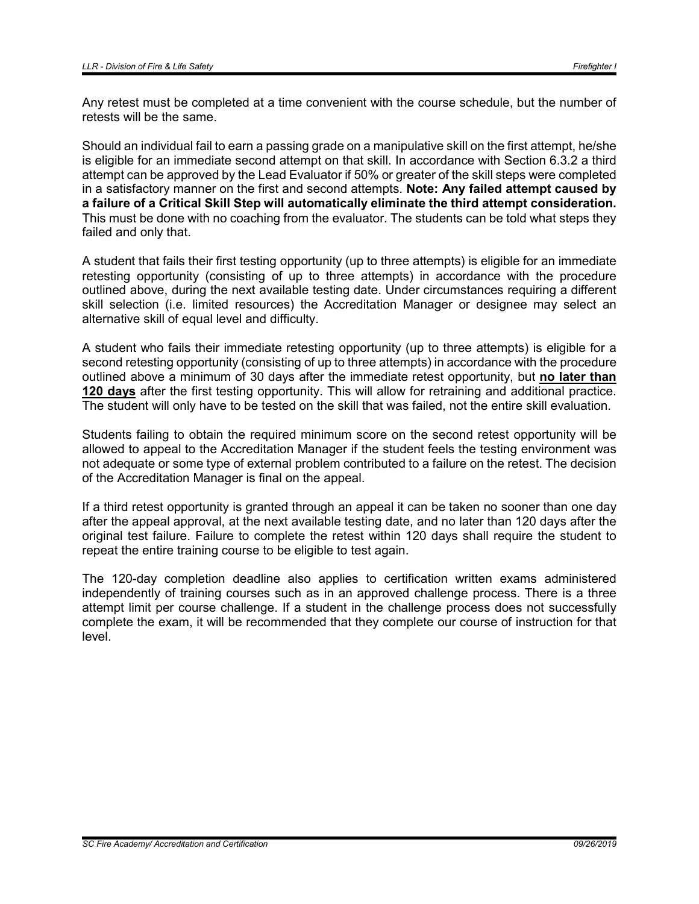Any retest must be completed at a time convenient with the course schedule, but the number of retests will be the same.

Should an individual fail to earn a passing grade on a manipulative skill on the first attempt, he/she is eligible for an immediate second attempt on that skill. In accordance with Section 6.3.2 a third attempt can be approved by the Lead Evaluator if 50% or greater of the skill steps were completed in a satisfactory manner on the first and second attempts. **Note: Any failed attempt caused by a failure of a Critical Skill Step will automatically eliminate the third attempt consideration.** This must be done with no coaching from the evaluator. The students can be told what steps they failed and only that.

A student that fails their first testing opportunity (up to three attempts) is eligible for an immediate retesting opportunity (consisting of up to three attempts) in accordance with the procedure outlined above, during the next available testing date. Under circumstances requiring a different skill selection (i.e. limited resources) the Accreditation Manager or designee may select an alternative skill of equal level and difficulty.

A student who fails their immediate retesting opportunity (up to three attempts) is eligible for a second retesting opportunity (consisting of up to three attempts) in accordance with the procedure outlined above a minimum of 30 days after the immediate retest opportunity, but **no later than 120 days** after the first testing opportunity. This will allow for retraining and additional practice. The student will only have to be tested on the skill that was failed, not the entire skill evaluation.

Students failing to obtain the required minimum score on the second retest opportunity will be allowed to appeal to the Accreditation Manager if the student feels the testing environment was not adequate or some type of external problem contributed to a failure on the retest. The decision of the Accreditation Manager is final on the appeal.

If a third retest opportunity is granted through an appeal it can be taken no sooner than one day after the appeal approval, at the next available testing date, and no later than 120 days after the original test failure. Failure to complete the retest within 120 days shall require the student to repeat the entire training course to be eligible to test again.

The 120-day completion deadline also applies to certification written exams administered independently of training courses such as in an approved challenge process. There is a three attempt limit per course challenge. If a student in the challenge process does not successfully complete the exam, it will be recommended that they complete our course of instruction for that level.